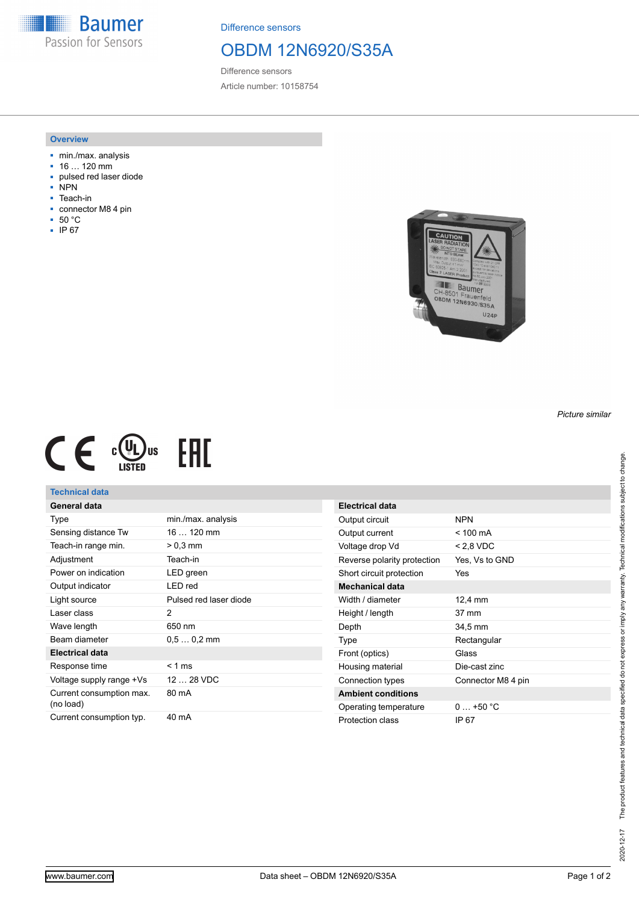Difference sensors

# OBDM 12N6920/S35A

Difference sensors

Article number: 10158754

## Overview

- min./max. analysis
- 16 … 120 mm
- pulsed red laser diode
- NPN
- Teach-in
- connector M8 4 pin
- 50 °C
- IP 67

*Picture similar*

## Technical data

| General data | |
|---|---|
| Type | min./max. analysis |
| Sensing distance Tw | 16 … 120 mm |
| Teach-in range min. | > 0,3 mm |
| Adjustment | Teach-in |
| Power on indication | LED green |
| Output indicator | LED red |
| Light source | Pulsed red laser diode |
| Laser class | 2 |
| Wave length | 650 nm |
| Beam diameter | 0,5 … 0,2 mm |
| **Electrical data** | |
| Response time | < 1 ms |
| Voltage supply range +Vs | 12 … 28 VDC |
| Current consumption max. (no load) | 80 mA |
| Current consumption typ. | 40 mA |

| Electrical data | |
|---|---|
| Output circuit | NPN |
| Output current | < 100 mA |
| Voltage drop Vd | < 2,8 VDC |
| Reverse polarity protection | Yes, Vs to GND |
| Short circuit protection | Yes |
| **Mechanical data** | |
| Width / diameter | 12,4 mm |
| Height / length | 37 mm |
| Depth | 34,5 mm |
| Type | Rectangular |
| Front (optics) | Glass |
| Housing material | Die-cast zinc |
| Connection types | Connector M8 4 pin |
| **Ambient conditions** | |
| Operating temperature | 0 … +50 °C |
| Protection class | IP 67 |

2020-12-17 The product features and technical data specified do not express or imply any warranty. Technical modifications subject to change.

www.baumer.com Data sheet – OBDM 12N6920/S35A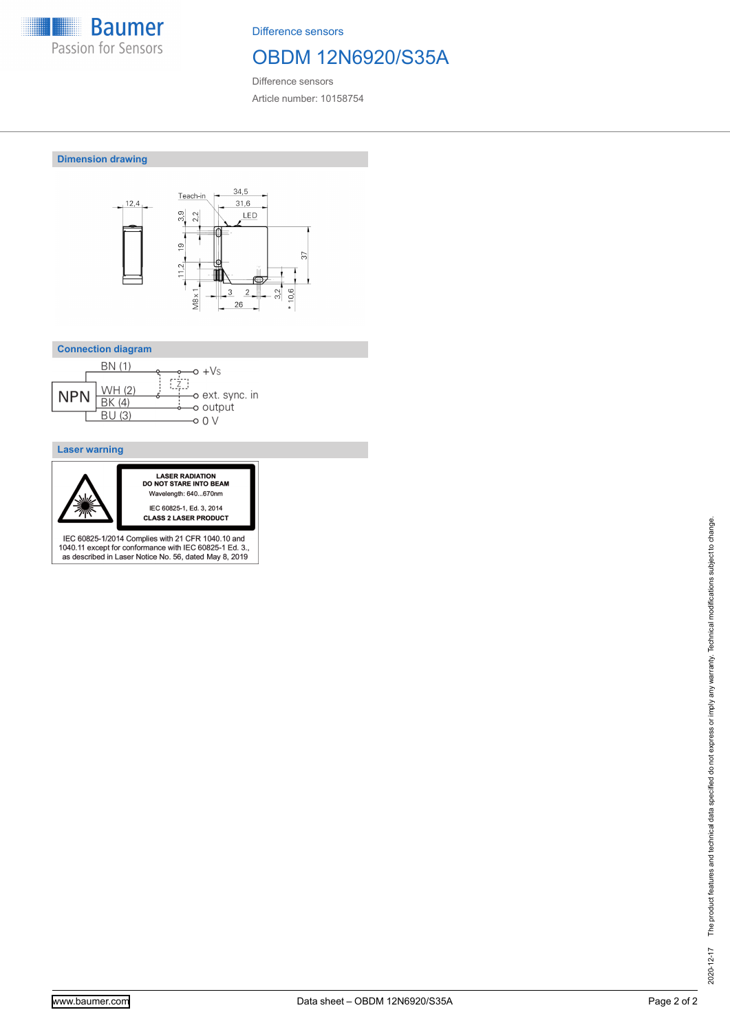Difference sensors

# OBDM 12N6920/S35A

Difference sensors

Article number: 10158754

## Dimension drawing

12,4

Teach-in

34,5

31,6

LED

3,9

2,2

19

11,2

37

M8 x 1

3

2

26

3,2

* 10,6

## Connection diagram

NPN

BN (1) +Vs

WH (2) ext. sync. in

Z

BK (4) output

BU (3) 0 V

## Laser warning

LASER RADIATION
DO NOT STARE INTO BEAM
Wavelength: 640...670nm

IEC 60825-1, Ed. 3, 2014
CLASS 2 LASER PRODUCT

IEC 60825-1/2014 Complies with 21 CFR 1040.10 and 1040.11 except for conformance with IEC 60825-1 Ed. 3., as described in Laser Notice No. 56, dated May 8, 2019

2020-12-17 The product features and technical data specified do not express or imply any warranty. Technical modifications subject to change.